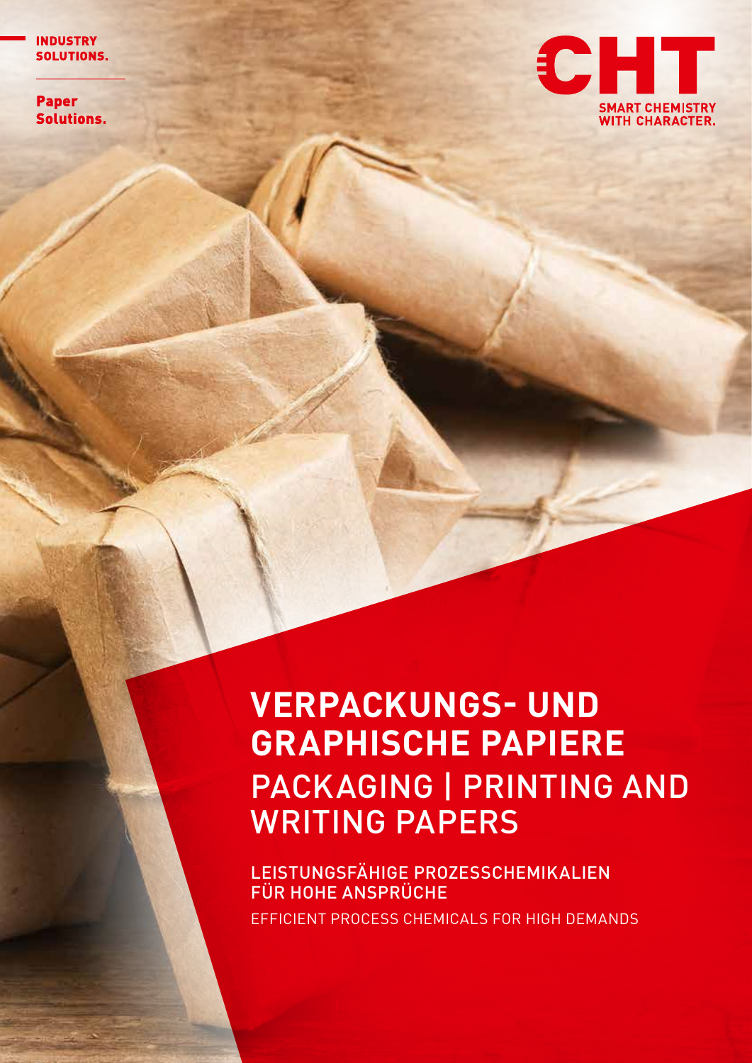INDUSTRY SOLUTIONS.

Paper Solutions.

CHT

SMART CHEMISTRY WITH CHARACTER.

# VERPACKUNGS- UND GRAPHISCHE PAPIERE

# PACKAGING | PRINTING AND WRITING PAPERS

LEISTUNGSFÄHIGE PROZESSCHEMIKALIEN FÜR HOHE ANSPRÜCHE

EFFICIENT PROCESS CHEMICALS FOR HIGH DEMANDS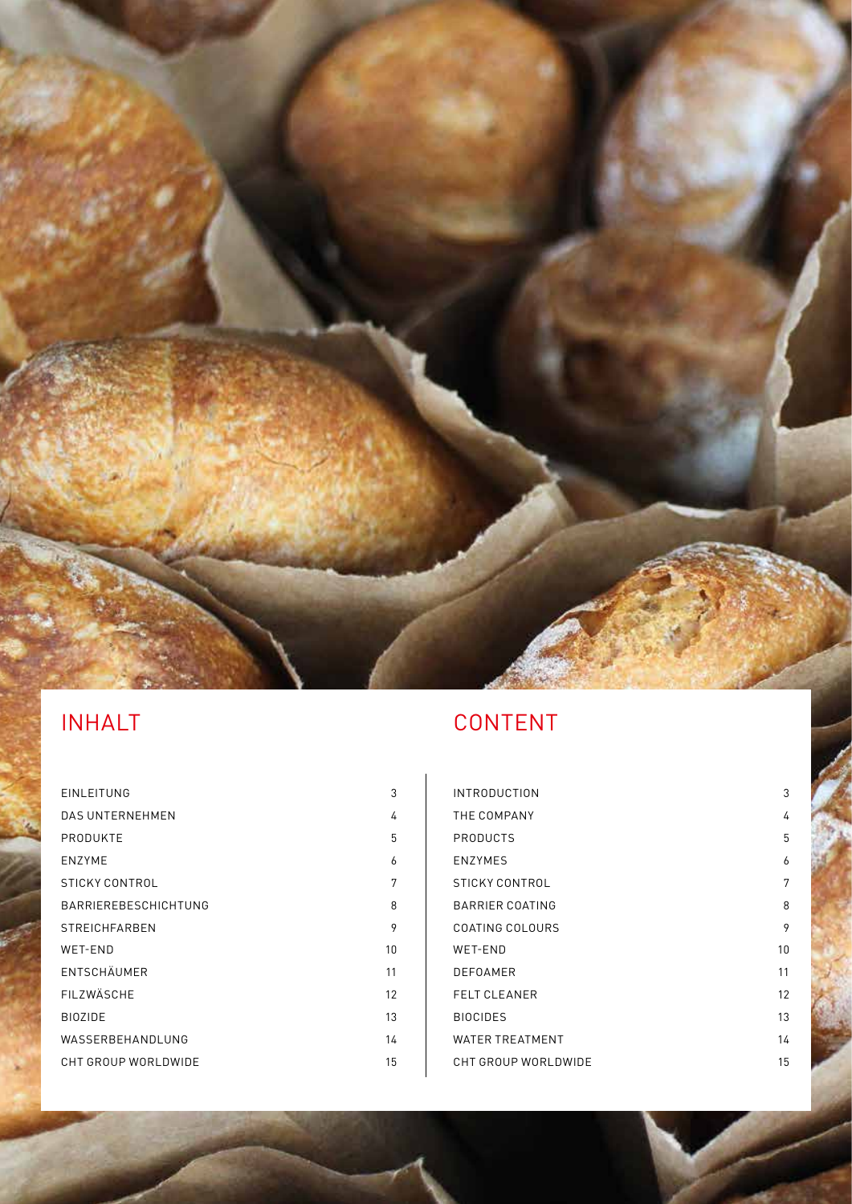## INHALT

| | |
|---|---|
| EINLEITUNG | 3 |
| DAS UNTERNEHMEN | 4 |
| PRODUKTE | 5 |
| ENZYME | 6 |
| STICKY CONTROL | 7 |
| BARRIEREBESCHICHTUNG | 8 |
| STREICHFARBEN | 9 |
| WET-END | 10 |
| ENTSCHÄUMER | 11 |
| FILZWÄSCHE | 12 |
| BIOZIDE | 13 |
| WASSERBEHANDLUNG | 14 |
| CHT GROUP WORLDWIDE | 15 |

## CONTENT

| | |
|---|---|
| INTRODUCTION | 3 |
| THE COMPANY | 4 |
| PRODUCTS | 5 |
| ENZYMES | 6 |
| STICKY CONTROL | 7 |
| BARRIER COATING | 8 |
| COATING COLOURS | 9 |
| WET-END | 10 |
| DEFOAMER | 11 |
| FELT CLEANER | 12 |
| BIOCIDES | 13 |
| WATER TREATMENT | 14 |
| CHT GROUP WORLDWIDE | 15 |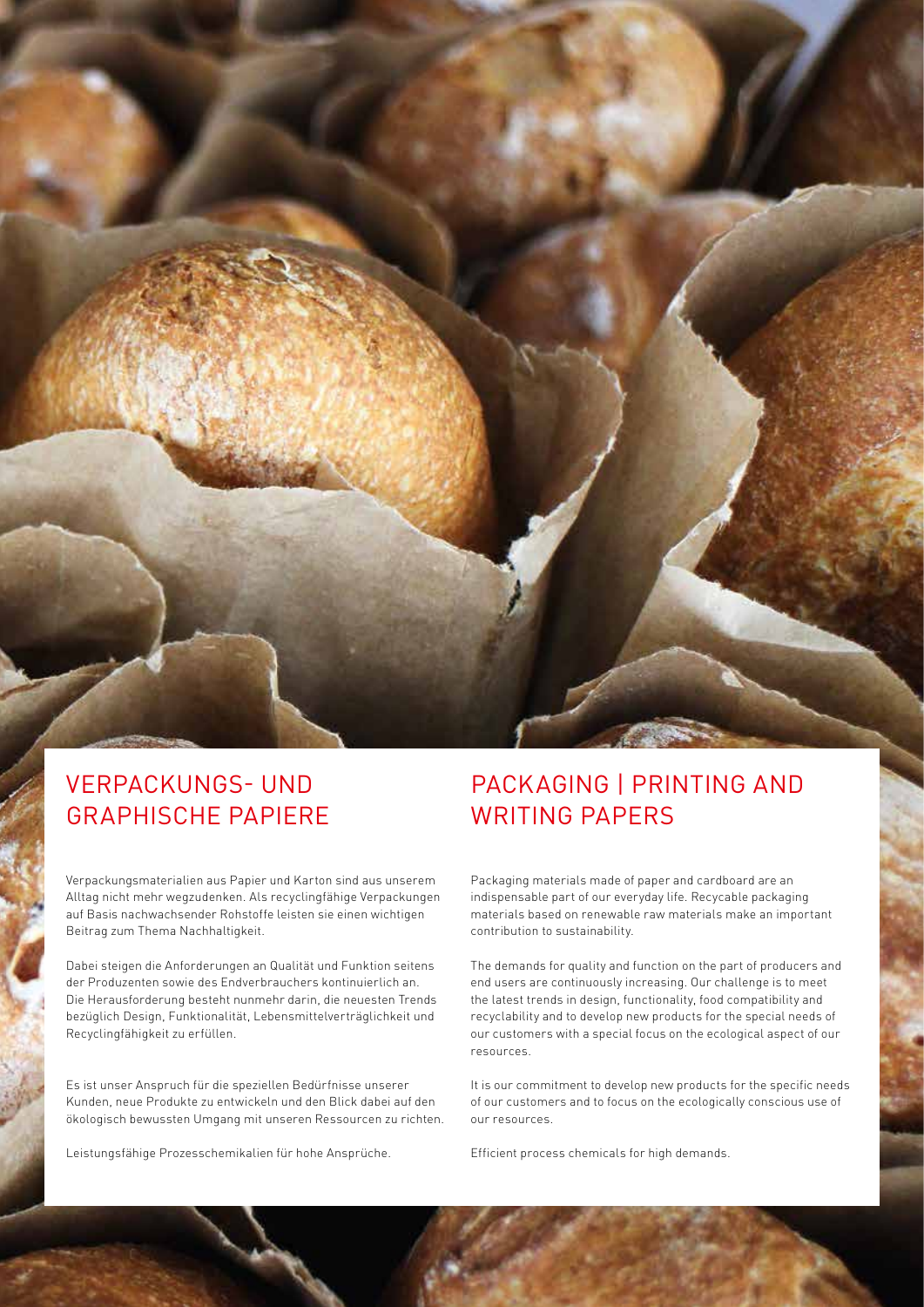## VERPACKUNGS- UND GRAPHISCHE PAPIERE

Verpackungsmaterialien aus Papier und Karton sind aus unserem Alltag nicht mehr wegzudenken. Als recyclingfähige Verpackungen auf Basis nachwachsender Rohstoffe leisten sie einen wichtigen Beitrag zum Thema Nachhaltigkeit.

Dabei steigen die Anforderungen an Qualität und Funktion seitens der Produzenten sowie des Endverbrauchers kontinuierlich an. Die Herausforderung besteht nunmehr darin, die neuesten Trends bezüglich Design, Funktionalität, Lebensmittelverträglichkeit und Recyclingfähigkeit zu erfüllen.

Es ist unser Anspruch für die speziellen Bedürfnisse unserer Kunden, neue Produkte zu entwickeln und den Blick dabei auf den ökologisch bewussten Umgang mit unseren Ressourcen zu richten.

Leistungsfähige Prozesschemikalien für hohe Ansprüche.

## PACKAGING | PRINTING AND WRITING PAPERS

Packaging materials made of paper and cardboard are an indispensable part of our everyday life. Recycable packaging materials based on renewable raw materials make an important contribution to sustainability.

The demands for quality and function on the part of producers and end users are continuously increasing. Our challenge is to meet the latest trends in design, functionality, food compatibility and recyclability and to develop new products for the special needs of our customers with a special focus on the ecological aspect of our resources.

It is our commitment to develop new products for the specific needs of our customers and to focus on the ecologically conscious use of our resources.

Efficient process chemicals for high demands.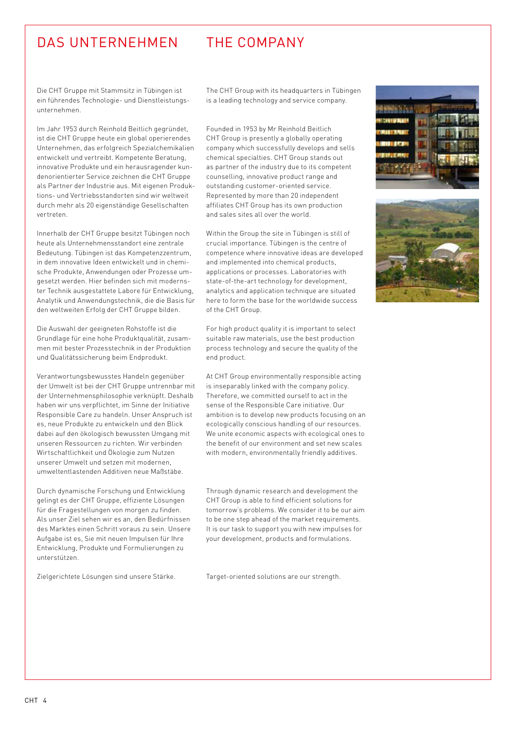# DAS UNTERNEHMEN

Die CHT Gruppe mit Stammsitz in Tübingen ist ein führendes Technologie- und Dienstleistungsunternehmen.

Im Jahr 1953 durch Reinhold Beitlich gegründet, ist die CHT Gruppe heute ein global operierendes Unternehmen, das erfolgreich Spezialchemikalien entwickelt und vertreibt. Kompetente Beratung, innovative Produkte und ein herausragender kundenorientierter Service zeichnen die CHT Gruppe als Partner der Industrie aus. Mit eigenen Produktions- und Vertriebsstandorten sind wir weltweit durch mehr als 20 eigenständige Gesellschaften vertreten.

Innerhalb der CHT Gruppe besitzt Tübingen noch heute als Unternehmensstandort eine zentrale Bedeutung. Tübingen ist das Kompetenzzentrum, in dem innovative Ideen entwickelt und in chemische Produkte, Anwendungen oder Prozesse umgesetzt werden. Hier befinden sich mit modernster Technik ausgestattete Labore für Entwicklung, Analytik und Anwendungstechnik, die die Basis für den weltweiten Erfolg der CHT Gruppe bilden.

Die Auswahl der geeigneten Rohstoffe ist die Grundlage für eine hohe Produktqualität, zusammen mit bester Prozesstechnik in der Produktion und Qualitätssicherung beim Endprodukt.

Verantwortungsbewusstes Handeln gegenüber der Umwelt ist bei der CHT Gruppe untrennbar mit der Unternehmensphilosophie verknüpft. Deshalb haben wir uns verpflichtet, im Sinne der Initiative Responsible Care zu handeln. Unser Anspruch ist es, neue Produkte zu entwickeln und den Blick dabei auf den ökologisch bewussten Umgang mit unseren Ressourcen zu richten. Wir verbinden Wirtschaftlichkeit und Ökologie zum Nutzen unserer Umwelt und setzen mit modernen, umweltentlastenden Additiven neue Maßstäbe.

Durch dynamische Forschung und Entwicklung gelingt es der CHT Gruppe, effiziente Lösungen für die Fragestellungen von morgen zu finden. Als unser Ziel sehen wir es an, den Bedürfnissen des Marktes einen Schritt voraus zu sein. Unsere Aufgabe ist es, Sie mit neuen Impulsen für Ihre Entwicklung, Produkte und Formulierungen zu unterstützen.

Zielgerichtete Lösungen sind unsere Stärke.

# THE COMPANY

The CHT Group with its headquarters in Tübingen is a leading technology and service company.

Founded in 1953 by Mr Reinhold Beitlich CHT Group is presently a globally operating company which successfully develops and sells chemical specialties. CHT Group stands out as partner of the industry due to its competent counselling, innovative product range and outstanding customer-oriented service. Represented by more than 20 independent affiliates CHT Group has its own production and sales sites all over the world.

Within the Group the site in Tübingen is still of crucial importance. Tübingen is the centre of competence where innovative ideas are developed and implemented into chemical products, applications or processes. Laboratories with state-of-the-art technology for development, analytics and application technique are situated here to form the base for the worldwide success of the CHT Group.

For high product quality it is important to select suitable raw materials, use the best production process technology and secure the quality of the end product.

At CHT Group environmentally responsible acting is inseparably linked with the company policy. Therefore, we committed ourself to act in the sense of the Responsible Care initiative. Our ambition is to develop new products focusing on an ecologically conscious handling of our resources. We unite economic aspects with ecological ones to the benefit of our environment and set new scales with modern, environmentally friendly additives.

Through dynamic research and development the CHT Group is able to find efficient solutions for tomorrow's problems. We consider it to be our aim to be one step ahead of the market requirements. It is our task to support you with new impulses for your development, products and formulations.

Target-oriented solutions are our strength.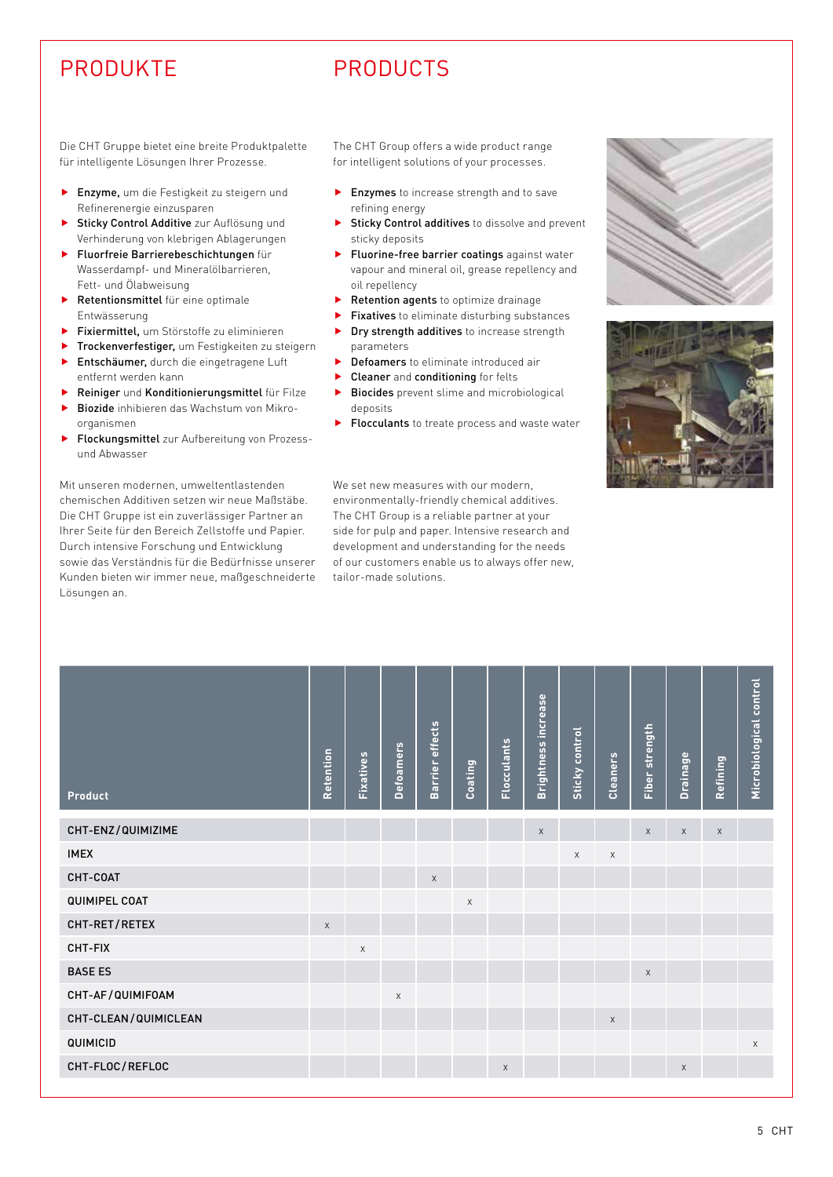# PRODUKTE

Die CHT Gruppe bietet eine breite Produktpalette für intelligente Lösungen Ihrer Prozesse.

- **Enzyme,** um die Festigkeit zu steigern und Refinerenergie einzusparen
- **Sticky Control Additive** zur Auflösung und Verhinderung von klebrigen Ablagerungen
- **Fluorfreie Barrierebeschichtungen** für Wasserdampf- und Mineralölbarrieren, Fett- und Ölabweisung
- **Retentionsmittel** für eine optimale Entwässerung
- **Fixiermittel,** um Störstoffe zu eliminieren
- **Trockenverfestiger,** um Festigkeiten zu steigern
- **Entschäumer,** durch die eingetragene Luft entfernt werden kann
- **Reiniger** und **Konditionierungsmittel** für Filze
- **Biozide** inhibieren das Wachstum von Mikroorganismen
- **Flockungsmittel** zur Aufbereitung von Prozess- und Abwasser

Mit unseren modernen, umweltentlastenden chemischen Additiven setzen wir neue Maßstäbe. Die CHT Gruppe ist ein zuverlässiger Partner an Ihrer Seite für den Bereich Zellstoffe und Papier. Durch intensive Forschung und Entwicklung sowie das Verständnis für die Bedürfnisse unserer Kunden bieten wir immer neue, maßgeschneiderte Lösungen an.

# PRODUCTS

The CHT Group offers a wide product range for intelligent solutions of your processes.

- **Enzymes** to increase strength and to save refining energy
- **Sticky Control additives** to dissolve and prevent sticky deposits
- **Fluorine-free barrier coatings** against water vapour and mineral oil, grease repellency and oil repellency
- **Retention agents** to optimize drainage
- **Fixatives** to eliminate disturbing substances
- **Dry strength additives** to increase strength parameters
- **Defoamers** to eliminate introduced air
- **Cleaner** and **conditioning** for felts
- **Biocides** prevent slime and microbiological deposits
- **Flocculants** to treate process and waste water

We set new measures with our modern, environmentally-friendly chemical additives. The CHT Group is a reliable partner at your side for pulp and paper. Intensive research and development and understanding for the needs of our customers enable us to always offer new, tailor-made solutions.

| Product | Retention | Fixatives | Defoamers | Barrier effects | Coating | Flocculants | Brightness increase | Sticky control | Cleaners | Fiber strength | Drainage | Refining | Microbiological control |
|---|---|---|---|---|---|---|---|---|---|---|---|---|---|
| CHT-ENZ/QUIMIZIME | | | | | | | x | | | x | x | x | |
| IMEX | | | | | | | | x | x | | | | |
| CHT-COAT | | | | x | | | | | | | | | |
| QUIMIPEL COAT | | | | | x | | | | | | | | |
| CHT-RET/RETEX | x | | | | | | | | | | | | |
| CHT-FIX | | x | | | | | | | | | | | |
| BASE ES | | | | | | | | | | x | | | |
| CHT-AF/QUIMIFOAM | | | x | | | | | | | | | | |
| CHT-CLEAN/QUIMICLEAN | | | | | | | | | x | | | | |
| QUIMICID | | | | | | | | | | | | | x |
| CHT-FLOC/REFLOC | | | | | | x | | | | | x | | |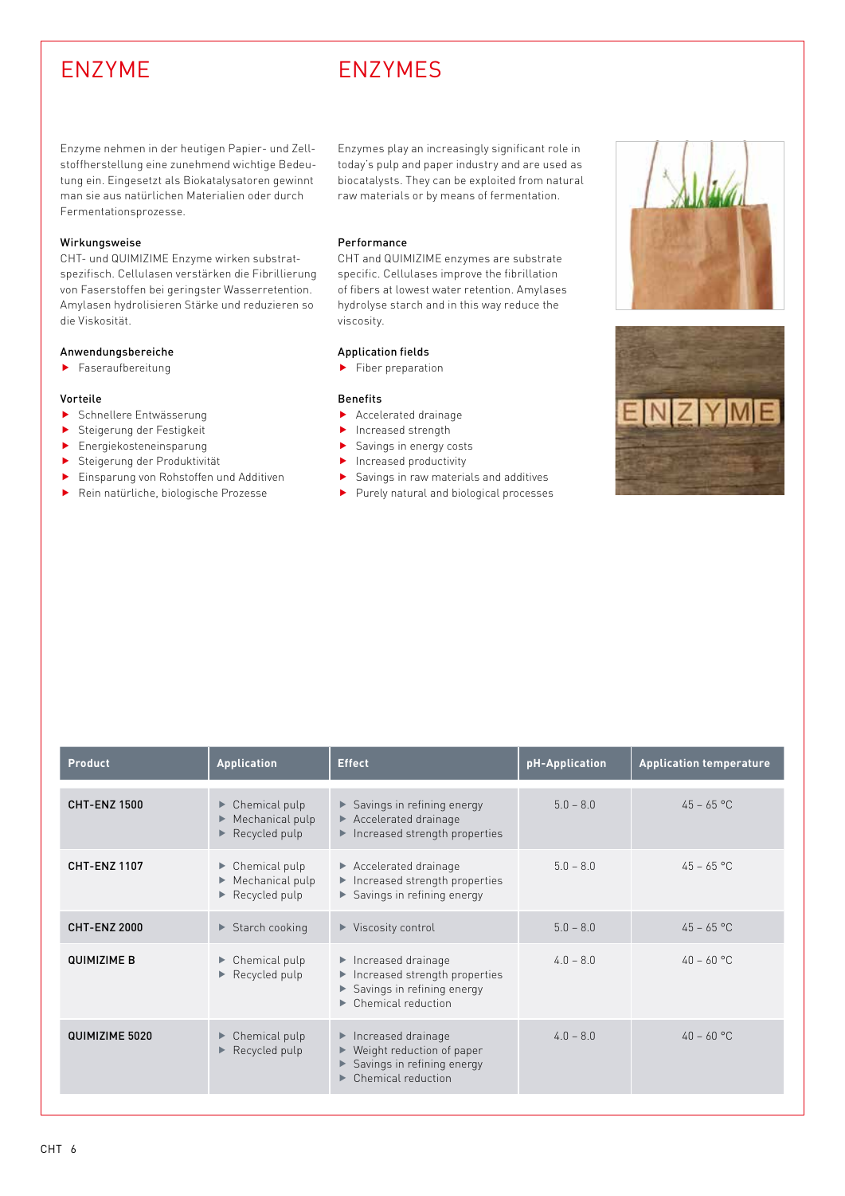# ENZYME

Enzyme nehmen in der heutigen Papier- und Zellstoffherstellung eine zunehmend wichtige Bedeutung ein. Eingesetzt als Biokatalysatoren gewinnt man sie aus natürlichen Materialien oder durch Fermentationsprozesse.

### Wirkungsweise

CHT- und QUIMIZIME Enzyme wirken substratspezifisch. Cellulasen verstärken die Fibrillierung von Faserstoffen bei geringster Wasserretention. Amylasen hydrolisieren Stärke und reduzieren so die Viskosität.

### Anwendungsbereiche

- Faseraufbereitung

### Vorteile

- Schnellere Entwässerung
- Steigerung der Festigkeit
- Energiekosteneinsparung
- Steigerung der Produktivität
- Einsparung von Rohstoffen und Additiven
- Rein natürliche, biologische Prozesse

# ENZYMES

Enzymes play an increasingly significant role in today's pulp and paper industry and are used as biocatalysts. They can be exploited from natural raw materials or by means of fermentation.

### Performance

CHT and QUIMIZIME enzymes are substrate specific. Cellulases improve the fibrillation of fibers at lowest water retention. Amylases hydrolyse starch and in this way reduce the viscosity.

### Application fields

- Fiber preparation

### Benefits

- Accelerated drainage
- Increased strength
- Savings in energy costs
- Increased productivity
- Savings in raw materials and additives
- Purely natural and biological processes

| Product | Application | Effect | pH-Application | Application temperature |
|---|---|---|---|---|
| CHT-ENZ 1500 | ▶ Chemical pulp<br>▶ Mechanical pulp<br>▶ Recycled pulp | ▶ Savings in refining energy<br>▶ Accelerated drainage<br>▶ Increased strength properties | 5.0 – 8.0 | 45 – 65 °C |
| CHT-ENZ 1107 | ▶ Chemical pulp<br>▶ Mechanical pulp<br>▶ Recycled pulp | ▶ Accelerated drainage<br>▶ Increased strength properties<br>▶ Savings in refining energy | 5.0 – 8.0 | 45 – 65 °C |
| CHT-ENZ 2000 | ▶ Starch cooking | ▶ Viscosity control | 5.0 – 8.0 | 45 – 65 °C |
| QUIMIZIME B | ▶ Chemical pulp<br>▶ Recycled pulp | ▶ Increased drainage<br>▶ Increased strength properties<br>▶ Savings in refining energy<br>▶ Chemical reduction | 4.0 – 8.0 | 40 – 60 °C |
| QUIMIZIME 5020 | ▶ Chemical pulp<br>▶ Recycled pulp | ▶ Increased drainage<br>▶ Weight reduction of paper<br>▶ Savings in refining energy<br>▶ Chemical reduction | 4.0 – 8.0 | 40 – 60 °C |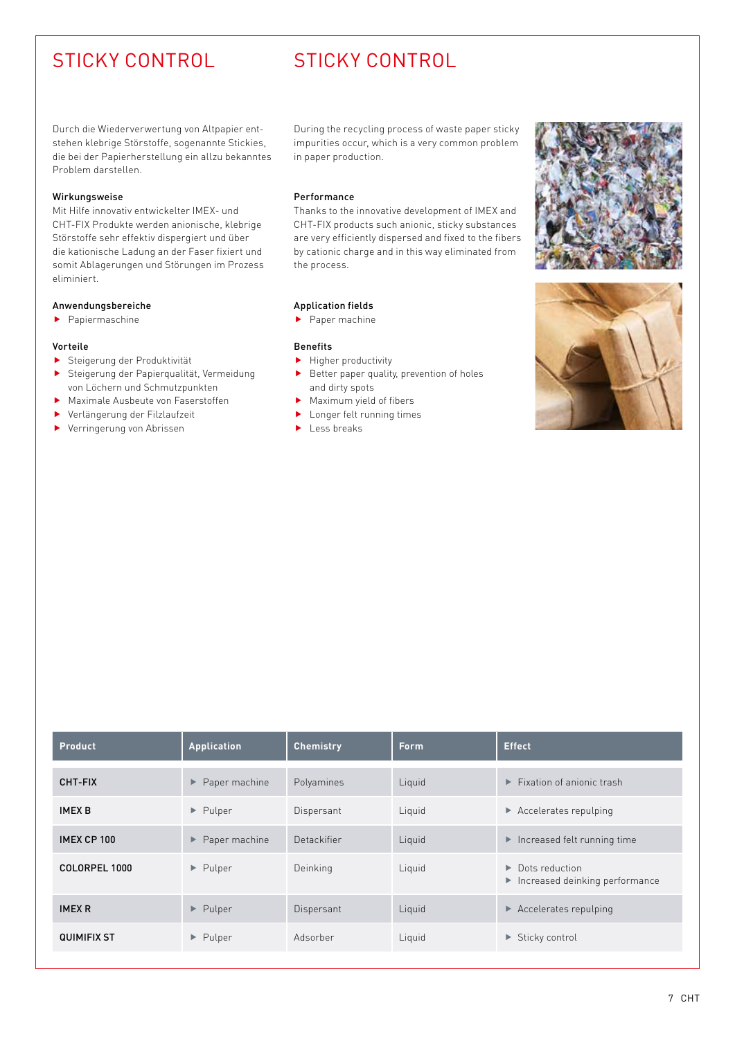# STICKY CONTROL

Durch die Wiederverwertung von Altpapier entstehen klebrige Störstoffe, sogenannte Stickies, die bei der Papierherstellung ein allzu bekanntes Problem darstellen.

### Wirkungsweise

Mit Hilfe innovativ entwickelter IMEX- und CHT-FIX Produkte werden anionische, klebrige Störstoffe sehr effektiv dispergiert und über die kationische Ladung an der Faser fixiert und somit Ablagerungen und Störungen im Prozess eliminiert.

### Anwendungsbereiche

- Papiermaschine

### Vorteile

- Steigerung der Produktivität
- Steigerung der Papierqualität, Vermeidung von Löchern und Schmutzpunkten
- Maximale Ausbeute von Faserstoffen
- Verlängerung der Filzlaufzeit
- Verringerung von Abrissen

# STICKY CONTROL

During the recycling process of waste paper sticky impurities occur, which is a very common problem in paper production.

### Performance

Thanks to the innovative development of IMEX and CHT-FIX products such anionic, sticky substances are very efficiently dispersed and fixed to the fibers by cationic charge and in this way eliminated from the process.

### Application fields

- Paper machine

### Benefits

- Higher productivity
- Better paper quality, prevention of holes and dirty spots
- Maximum yield of fibers
- Longer felt running times
- Less breaks

| Product | Application | Chemistry | Form | Effect |
|---|---|---|---|---|
| **CHT-FIX** | ▶ Paper machine | Polyamines | Liquid | ▶ Fixation of anionic trash |
| **IMEX B** | ▶ Pulper | Dispersant | Liquid | ▶ Accelerates repulping |
| **IMEX CP 100** | ▶ Paper machine | Detackifier | Liquid | ▶ Increased felt running time |
| **COLORPEL 1000** | ▶ Pulper | Deinking | Liquid | ▶ Dots reduction<br>▶ Increased deinking performance |
| **IMEX R** | ▶ Pulper | Dispersant | Liquid | ▶ Accelerates repulping |
| **QUIMIFIX ST** | ▶ Pulper | Adsorber | Liquid | ▶ Sticky control |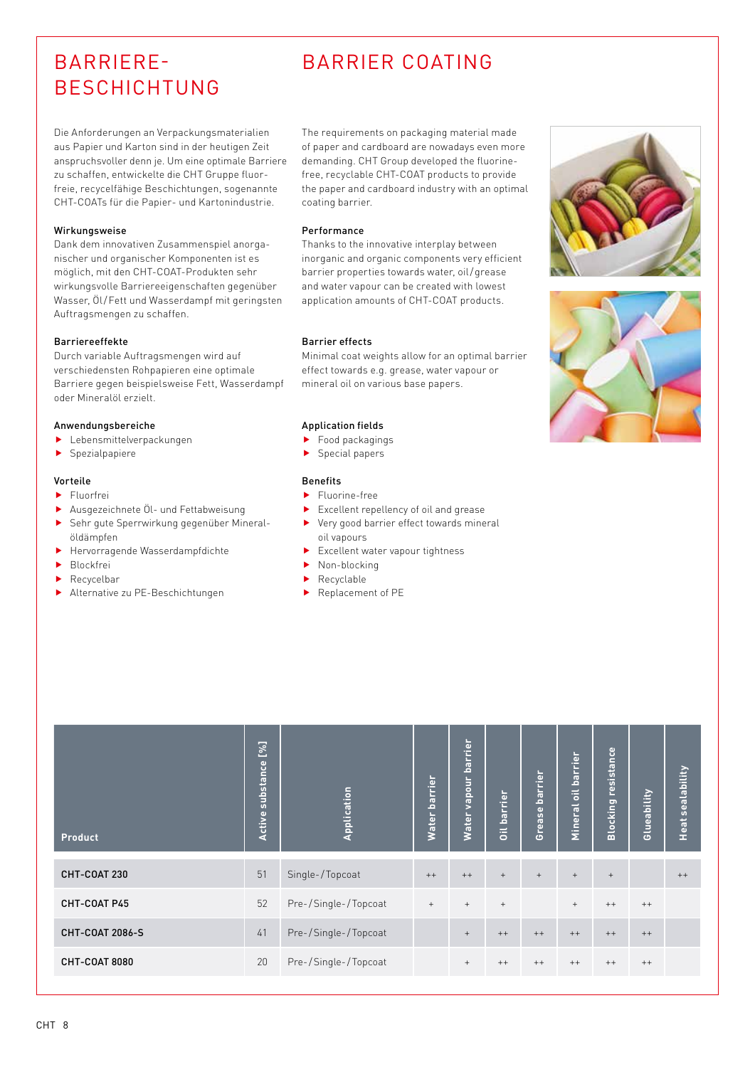# BARRIERE-BESCHICHTUNG

Die Anforderungen an Verpackungsmaterialien aus Papier und Karton sind in der heutigen Zeit anspruchsvoller denn je. Um eine optimale Barriere zu schaffen, entwickelte die CHT Gruppe fluorfreie, recycelfähige Beschichtungen, sogenannte CHT-COATs für die Papier- und Kartonindustrie.

### Wirkungsweise

Dank dem innovativen Zusammenspiel anorganischer und organischer Komponenten ist es möglich, mit den CHT-COAT-Produkten sehr wirkungsvolle Barriereeigenschaften gegenüber Wasser, Öl/Fett und Wasserdampf mit geringsten Auftragsmengen zu schaffen.

### Barriereeffekte

Durch variable Auftragsmengen wird auf verschiedensten Rohpapieren eine optimale Barriere gegen beispielsweise Fett, Wasserdampf oder Mineralöl erzielt.

### Anwendungsbereiche

- Lebensmittelverpackungen
- Spezialpapiere

### Vorteile

- Fluorfrei
- Ausgezeichnete Öl- und Fettabweisung
- Sehr gute Sperrwirkung gegenüber Mineralöldämpfen
- Hervorragende Wasserdampfdichte
- Blockfrei
- Recycelbar
- Alternative zu PE-Beschichtungen

# BARRIER COATING

The requirements on packaging material made of paper and cardboard are nowadays even more demanding. CHT Group developed the fluorine-free, recyclable CHT-COAT products to provide the paper and cardboard industry with an optimal coating barrier.

### Performance

Thanks to the innovative interplay between inorganic and organic components very efficient barrier properties towards water, oil/grease and water vapour can be created with lowest application amounts of CHT-COAT products.

### Barrier effects

Minimal coat weights allow for an optimal barrier effect towards e.g. grease, water vapour or mineral oil on various base papers.

### Application fields

- Food packagings
- Special papers

### Benefits

- Fluorine-free
- Excellent repellency of oil and grease
- Very good barrier effect towards mineral oil vapours
- Excellent water vapour tightness
- Non-blocking
- Recyclable
- Replacement of PE

| Product | Active substance [%] | Application | Water barrier | Water vapour barrier | Oil barrier | Grease barrier | Mineral oil barrier | Blocking resistance | Glueability | Heat sealability |
|---|---|---|---|---|---|---|---|---|---|---|
| **CHT-COAT 230** | 51 | Single-/Topcoat | ++ | ++ | + | + | + | + | | ++ |
| **CHT-COAT P45** | 52 | Pre-/Single-/Topcoat | + | + | + | | + | ++ | ++ | |
| **CHT-COAT 2086-S** | 41 | Pre-/Single-/Topcoat | | + | ++ | ++ | ++ | ++ | ++ | |
| **CHT-COAT 8080** | 20 | Pre-/Single-/Topcoat | | + | ++ | ++ | ++ | ++ | ++ | |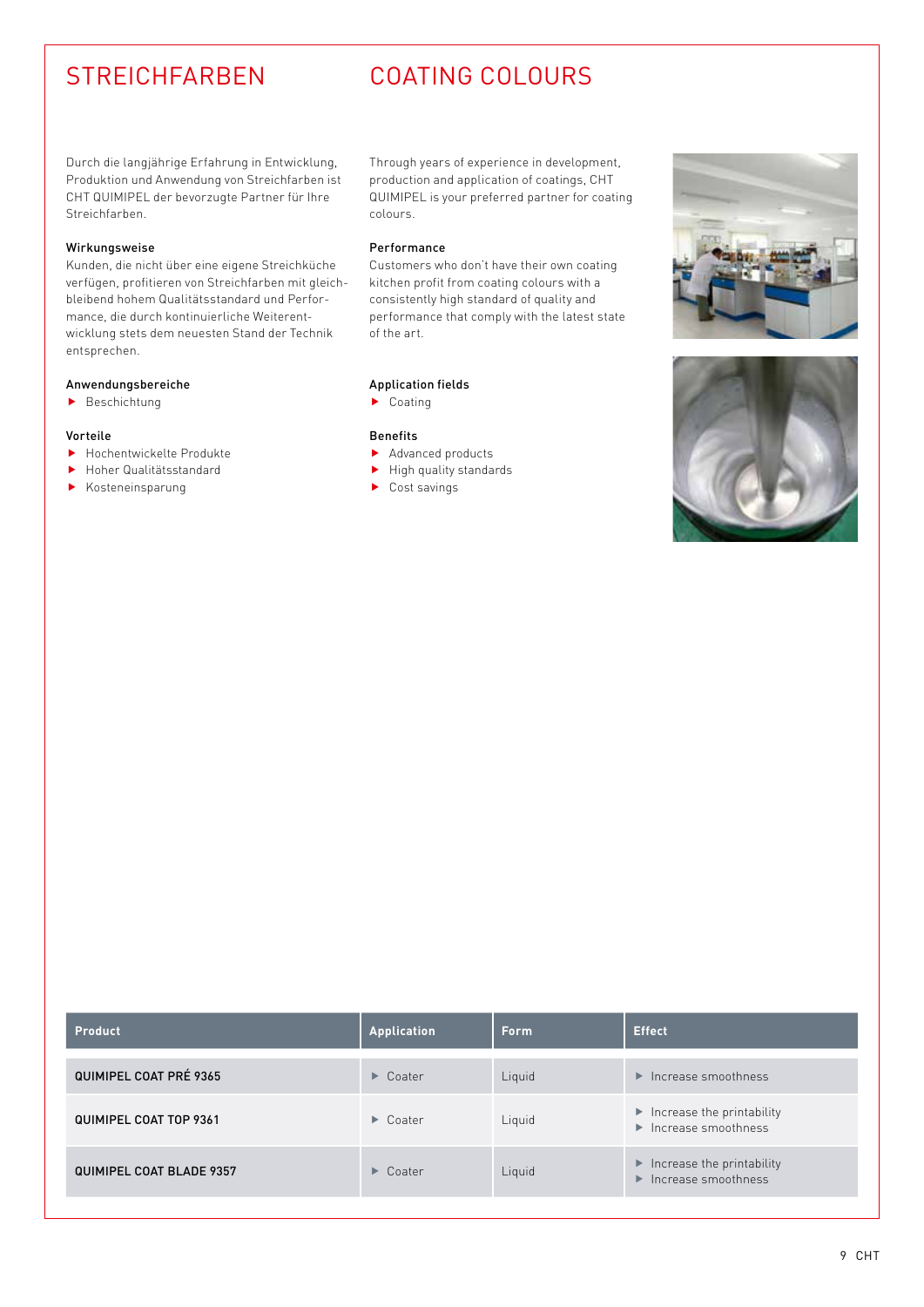# STREICHFARBEN

Durch die langjährige Erfahrung in Entwicklung, Produktion und Anwendung von Streichfarben ist CHT QUIMIPEL der bevorzugte Partner für Ihre Streichfarben.

### Wirkungsweise

Kunden, die nicht über eine eigene Streichküche verfügen, profitieren von Streichfarben mit gleichbleibend hohem Qualitätsstandard und Performance, die durch kontinuierliche Weiterentwicklung stets dem neuesten Stand der Technik entsprechen.

### Anwendungsbereiche

- Beschichtung

### Vorteile

- Hochentwickelte Produkte
- Hoher Qualitätsstandard
- Kosteneinsparung

# COATING COLOURS

Through years of experience in development, production and application of coatings, CHT QUIMIPEL is your preferred partner for coating colours.

### Performance

Customers who don't have their own coating kitchen profit from coating colours with a consistently high standard of quality and performance that comply with the latest state of the art.

### Application fields

- Coating

### Benefits

- Advanced products
- High quality standards
- Cost savings

| Product | Application | Form | Effect |
|---|---|---|---|
| **QUIMIPEL COAT PRÉ 9365** | Coater | Liquid | Increase smoothness |
| **QUIMIPEL COAT TOP 9361** | Coater | Liquid | Increase the printability<br>Increase smoothness |
| **QUIMIPEL COAT BLADE 9357** | Coater | Liquid | Increase the printability<br>Increase smoothness |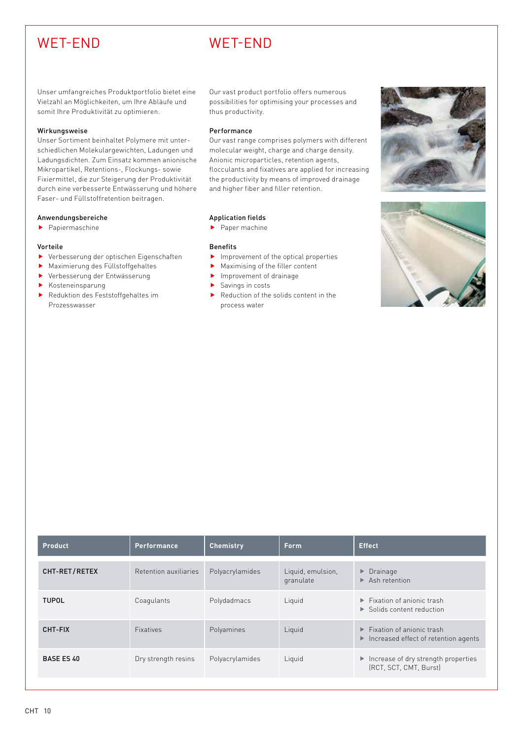# WET-END

Unser umfangreiches Produktportfolio bietet eine Vielzahl an Möglichkeiten, um Ihre Abläufe und somit Ihre Produktivität zu optimieren.

### Wirkungsweise

Unser Sortiment beinhaltet Polymere mit unterschiedlichen Molekulargewichten, Ladungen und Ladungsdichten. Zum Einsatz kommen anionische Mikropartikel, Retentions-, Flockungs- sowie Fixiermittel, die zur Steigerung der Produktivität durch eine verbesserte Entwässerung und höhere Faser- und Füllstoffretention beitragen.

### Anwendungsbereiche

- Papiermaschine

### Vorteile

- Verbesserung der optischen Eigenschaften
- Maximierung des Füllstoffgehaltes
- Verbesserung der Entwässerung
- Kosteneinsparung
- Reduktion des Feststoffgehaltes im Prozesswasser

# WET-END

Our vast product portfolio offers numerous possibilities for optimising your processes and thus productivity.

### Performance

Our vast range comprises polymers with different molecular weight, charge and charge density. Anionic microparticles, retention agents, flocculants and fixatives are applied for increasing the productivity by means of improved drainage and higher fiber and filler retention.

### Application fields

- Paper machine

### Benefits

- Improvement of the optical properties
- Maximising of the filler content
- Improvement of drainage
- Savings in costs
- Reduction of the solids content in the process water

| Product | Performance | Chemistry | Form | Effect |
|---|---|---|---|---|
| **CHT-RET/RETEX** | Retention auxiliaries | Polyacrylamides | Liquid, emulsion, granulate | ▸ Drainage<br>▸ Ash retention |
| **TUPOL** | Coagulants | Polydadmacs | Liquid | ▸ Fixation of anionic trash<br>▸ Solids content reduction |
| **CHT-FIX** | Fixatives | Polyamines | Liquid | ▸ Fixation of anionic trash<br>▸ Increased effect of retention agents |
| **BASE ES 40** | Dry strength resins | Polyacrylamides | Liquid | ▸ Increase of dry strength properties (RCT, SCT, CMT, Burst) |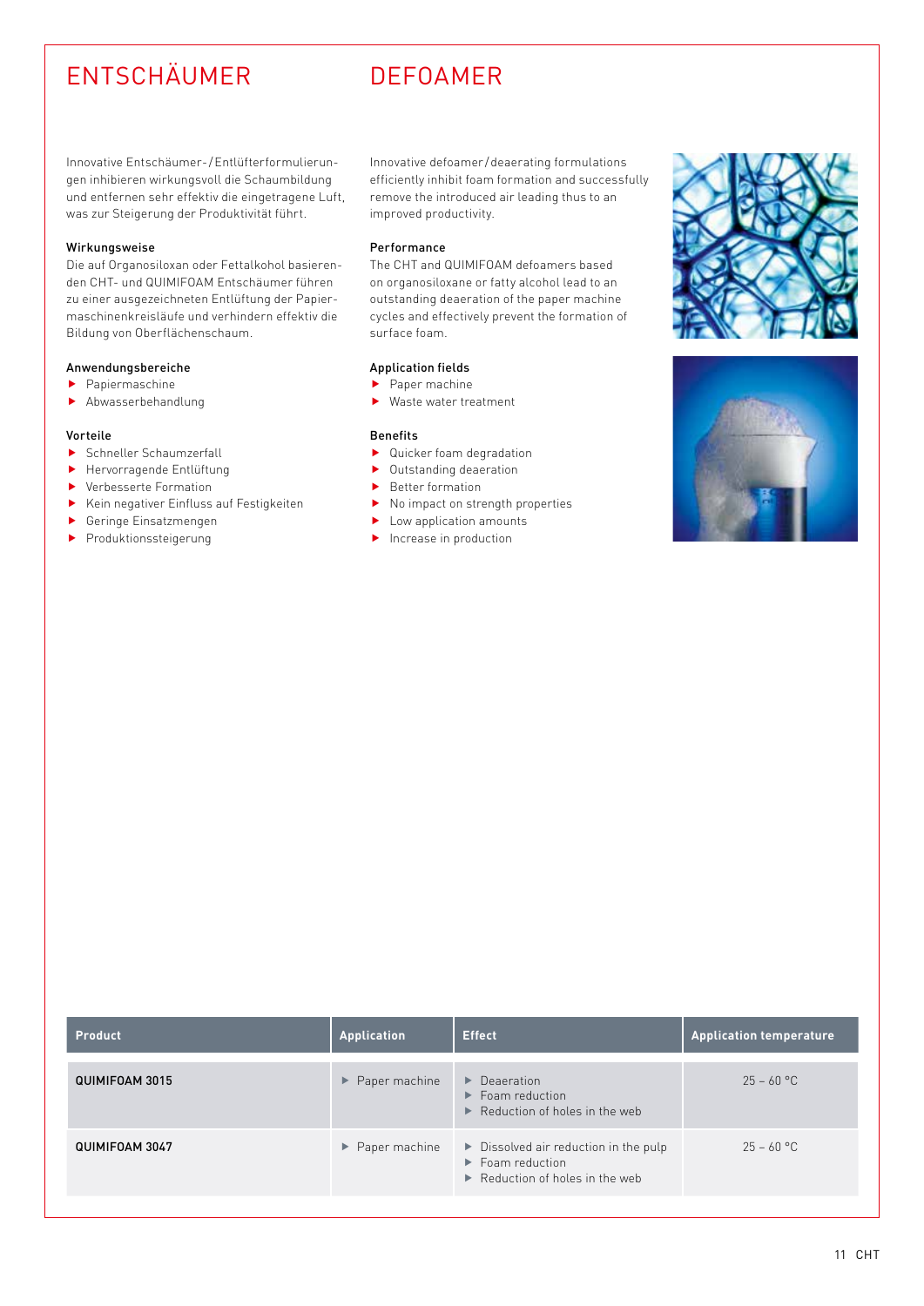# ENTSCHÄUMER

Innovative Entschäumer-/Entlüfterformulierungen inhibieren wirkungsvoll die Schaumbildung und entfernen sehr effektiv die eingetragene Luft, was zur Steigerung der Produktivität führt.

### Wirkungsweise

Die auf Organosiloxan oder Fettalkohol basierenden CHT- und QUIMIFOAM Entschäumer führen zu einer ausgezeichneten Entlüftung der Papiermaschinenkreisläufe und verhindern effektiv die Bildung von Oberflächenschaum.

### Anwendungsbereiche

- Papiermaschine
- Abwasserbehandlung

### Vorteile

- Schneller Schaumzerfall
- Hervorragende Entlüftung
- Verbesserte Formation
- Kein negativer Einfluss auf Festigkeiten
- Geringe Einsatzmengen
- Produktionssteigerung

# DEFOAMER

Innovative defoamer/deaerating formulations efficiently inhibit foam formation and successfully remove the introduced air leading thus to an improved productivity.

### Performance

The CHT and QUIMIFOAM defoamers based on organosiloxane or fatty alcohol lead to an outstanding deaeration of the paper machine cycles and effectively prevent the formation of surface foam.

### Application fields

- Paper machine
- Waste water treatment

### Benefits

- Quicker foam degradation
- Outstanding deaeration
- Better formation
- No impact on strength properties
- Low application amounts
- Increase in production

| Product | Application | Effect | Application temperature |
|---|---|---|---|
| **QUIMIFOAM 3015** | ▶ Paper machine | ▶ Deaeration<br>▶ Foam reduction<br>▶ Reduction of holes in the web | 25 – 60 °C |
| **QUIMIFOAM 3047** | ▶ Paper machine | ▶ Dissolved air reduction in the pulp<br>▶ Foam reduction<br>▶ Reduction of holes in the web | 25 – 60 °C |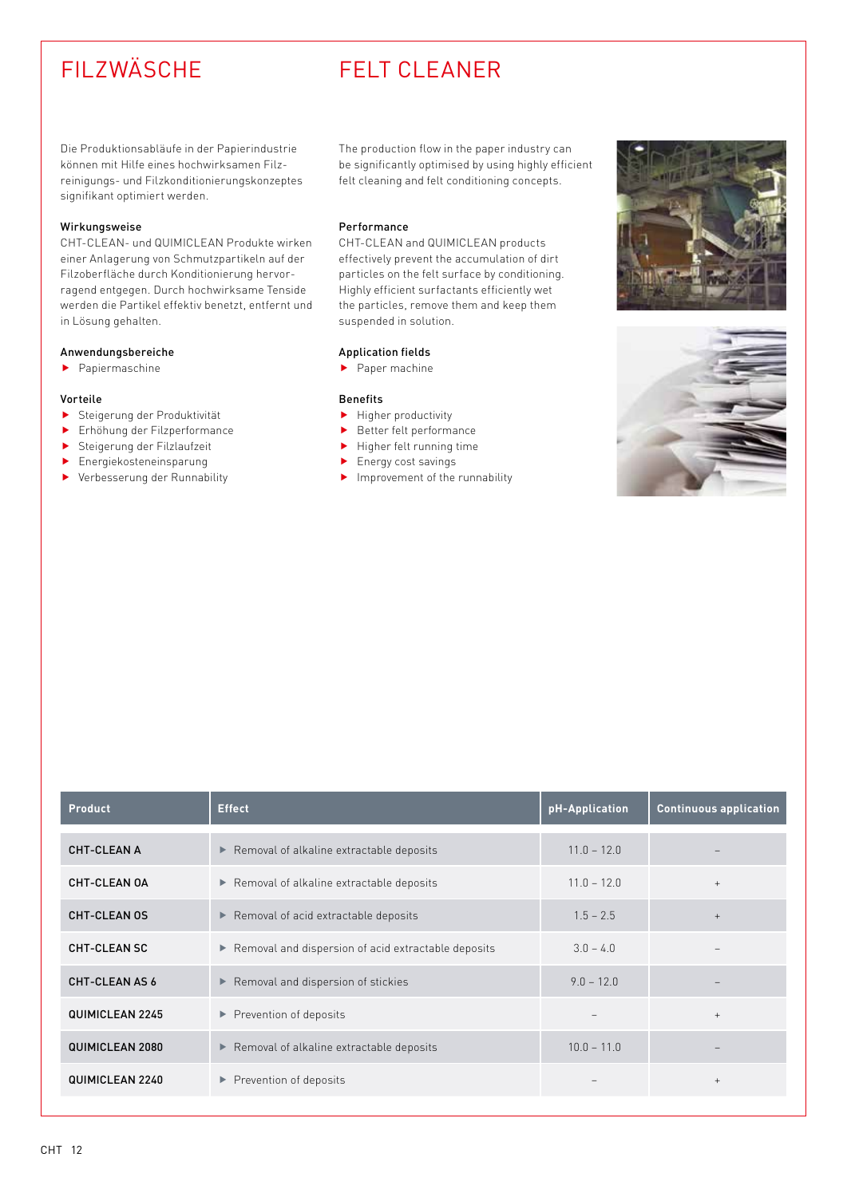# FILZWÄSCHE

Die Produktionsabläufe in der Papierindustrie können mit Hilfe eines hochwirksamen Filz-reinigungs- und Filzkonditionierungskonzeptes signifikant optimiert werden.

### Wirkungsweise

CHT-CLEAN- und QUIMICLEAN Produkte wirken einer Anlagerung von Schmutzpartikeln auf der Filzoberfläche durch Konditionierung hervorragend entgegen. Durch hochwirksame Tenside werden die Partikel effektiv benetzt, entfernt und in Lösung gehalten.

### Anwendungsbereiche

- Papiermaschine

### Vorteile

- Steigerung der Produktivität
- Erhöhung der Filzperformance
- Steigerung der Filzlaufzeit
- Energiekosteneinsparung
- Verbesserung der Runnability

# FELT CLEANER

The production flow in the paper industry can be significantly optimised by using highly efficient felt cleaning and felt conditioning concepts.

### Performance

CHT-CLEAN and QUIMICLEAN products effectively prevent the accumulation of dirt particles on the felt surface by conditioning. Highly efficient surfactants efficiently wet the particles, remove them and keep them suspended in solution.

### Application fields

- Paper machine

### Benefits

- Higher productivity
- Better felt performance
- Higher felt running time
- Energy cost savings
- Improvement of the runnability

| Product | Effect | pH-Application | Continuous application |
|---|---|---|---|
| CHT-CLEAN A | Removal of alkaline extractable deposits | 11.0 – 12.0 | – |
| CHT-CLEAN OA | Removal of alkaline extractable deposits | 11.0 – 12.0 | + |
| CHT-CLEAN OS | Removal of acid extractable deposits | 1.5 – 2.5 | + |
| CHT-CLEAN SC | Removal and dispersion of acid extractable deposits | 3.0 – 4.0 | – |
| CHT-CLEAN AS 6 | Removal and dispersion of stickies | 9.0 – 12.0 | – |
| QUIMICLEAN 2245 | Prevention of deposits | – | + |
| QUIMICLEAN 2080 | Removal of alkaline extractable deposits | 10.0 – 11.0 | – |
| QUIMICLEAN 2240 | Prevention of deposits | – | + |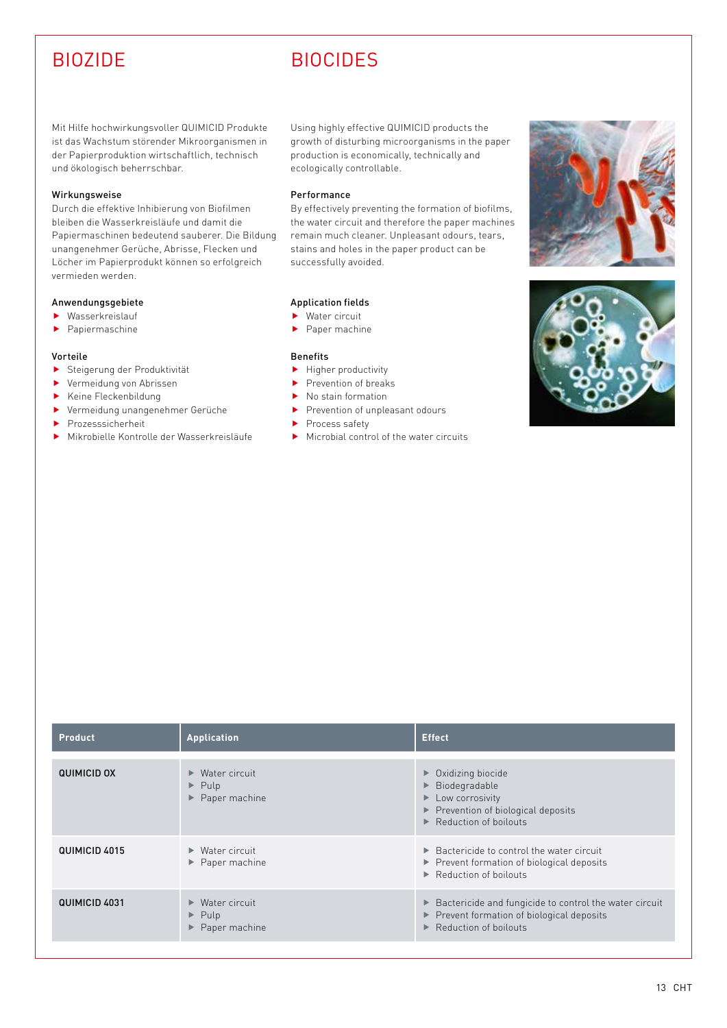# BIOZIDE

Mit Hilfe hochwirkungsvoller QUIMICID Produkte ist das Wachstum störender Mikroorganismen in der Papierproduktion wirtschaftlich, technisch und ökologisch beherrschbar.

### Wirkungsweise

Durch die effektive Inhibierung von Biofilmen bleiben die Wasserkreisläufe und damit die Papiermaschinen bedeutend sauberer. Die Bildung unangenehmer Gerüche, Abrisse, Flecken und Löcher im Papierprodukt können so erfolgreich vermieden werden.

### Anwendungsgebiete

- Wasserkreislauf
- Papiermaschine

### Vorteile

- Steigerung der Produktivität
- Vermeidung von Abrissen
- Keine Fleckenbildung
- Vermeidung unangenehmer Gerüche
- Prozesssicherheit
- Mikrobielle Kontrolle der Wasserkreisläufe

# BIOCIDES

Using highly effective QUIMICID products the growth of disturbing microorganisms in the paper production is economically, technically and ecologically controllable.

### Performance

By effectively preventing the formation of biofilms, the water circuit and therefore the paper machines remain much cleaner. Unpleasant odours, tears, stains and holes in the paper product can be successfully avoided.

### Application fields

- Water circuit
- Paper machine

### Benefits

- Higher productivity
- Prevention of breaks
- No stain formation
- Prevention of unpleasant odours
- Process safety
- Microbial control of the water circuits

| Product | Application | Effect |
|---|---|---|
| **QUIMICID OX** | ▸ Water circuit<br>▸ Pulp<br>▸ Paper machine | ▸ Oxidizing biocide<br>▸ Biodegradable<br>▸ Low corrosivity<br>▸ Prevention of biological deposits<br>▸ Reduction of boilouts |
| **QUIMICID 4015** | ▸ Water circuit<br>▸ Paper machine | ▸ Bactericide to control the water circuit<br>▸ Prevent formation of biological deposits<br>▸ Reduction of boilouts |
| **QUIMICID 4031** | ▸ Water circuit<br>▸ Pulp<br>▸ Paper machine | ▸ Bactericide and fungicide to control the water circuit<br>▸ Prevent formation of biological deposits<br>▸ Reduction of boilouts |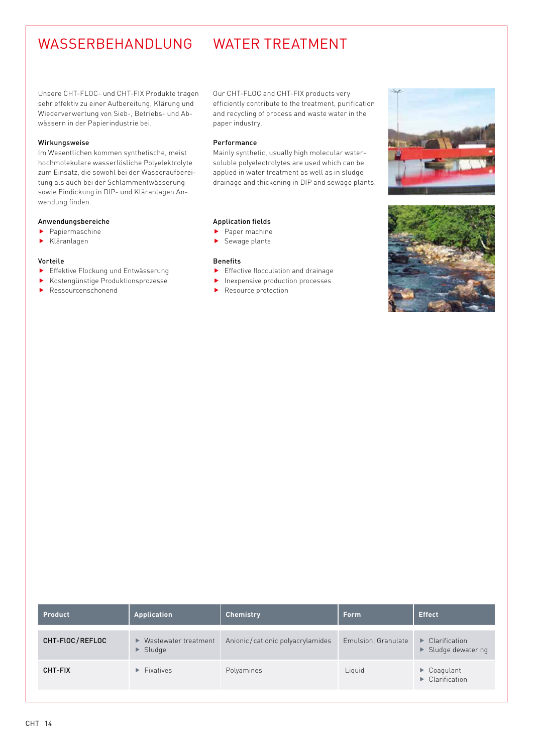# WASSERBEHANDLUNG

Unsere CHT-FLOC- und CHT-FIX Produkte tragen sehr effektiv zu einer Aufbereitung, Klärung und Wiederverwertung von Sieb-, Betriebs- und Abwässern in der Papierindustrie bei.

### Wirkungsweise

Im Wesentlichen kommen synthetische, meist hochmolekulare wasserlösliche Polyelektrolyte zum Einsatz, die sowohl bei der Wasseraufbereitung als auch bei der Schlammentwässerung sowie Eindickung in DIP- und Kläranlagen Anwendung finden.

### Anwendungsbereiche

- Papiermaschine
- Kläranlagen

### Vorteile

- Effektive Flockung und Entwässerung
- Kostengünstige Produktionsprozesse
- Ressourcenschonend

# WATER TREATMENT

Our CHT-FLOC and CHT-FIX products very efficiently contribute to the treatment, purification and recycling of process and waste water in the paper industry.

### Performance

Mainly synthetic, usually high molecular water-soluble polyelectrolytes are used which can be applied in water treatment as well as in sludge drainage and thickening in DIP and sewage plants.

### Application fields

- Paper machine
- Sewage plants

### Benefits

- Effective flocculation and drainage
- Inexpensive production processes
- Resource protection

| Product | Application | Chemistry | Form | Effect |
|---|---|---|---|---|
| **CHT-FlOC/REFLOC** | ▸ Wastewater treatment<br>▸ Sludge | Anionic/cationic polyacrylamides | Emulsion, Granulate | ▸ Clarification<br>▸ Sludge dewatering |
| **CHT-FIX** | ▸ Fixatives | Polyamines | Liquid | ▸ Coagulant<br>▸ Clarification |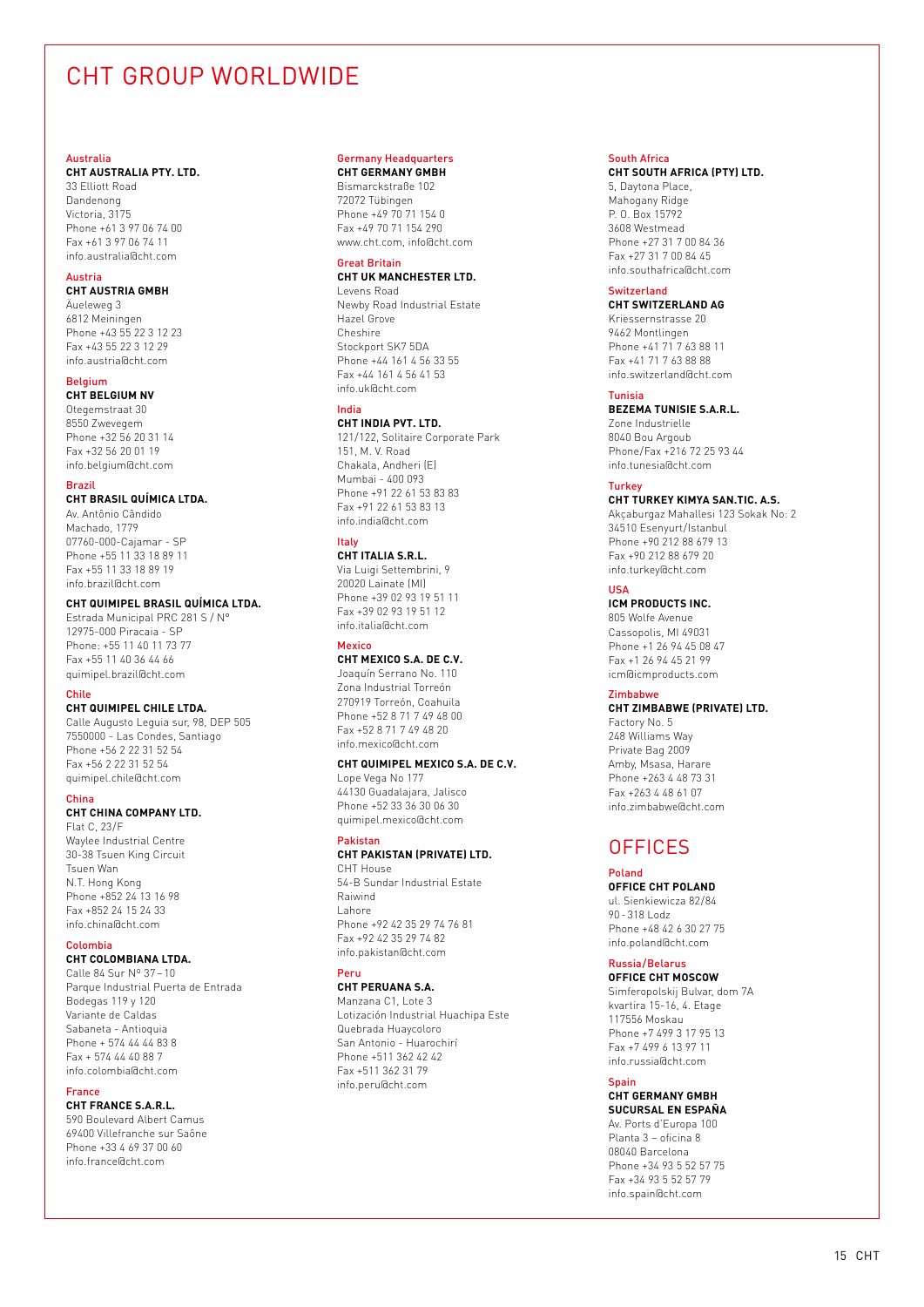# CHT GROUP WORLDWIDE

### Australia

**CHT AUSTRALIA PTY. LTD.**
33 Elliott Road
Dandenong
Victoria, 3175
Phone +61 3 97 06 74 00
Fax +61 3 97 06 74 11
info.australia@cht.com

### Austria

**CHT AUSTRIA GMBH**
Äueleweg 3
6812 Meiningen
Phone +43 55 22 3 12 23
Fax +43 55 22 3 12 29
info.austria@cht.com

### Belgium

**CHT BELGIUM NV**
Otegemstraat 30
8550 Zwevegem
Phone +32 56 20 31 14
Fax +32 56 20 01 19
info.belgium@cht.com

### Brazil

**CHT BRASIL QUÍMICA LTDA.**
Av. Antônio Cândido
Machado, 1779
07760-000-Cajamar - SP
Phone +55 11 33 18 89 11
Fax +55 11 33 18 89 19
info.brazil@cht.com

**CHT QUIMIPEL BRASIL QUÍMICA LTDA.**
Estrada Municipal PRC 281 S / N°
12975-000 Piracaia - SP
Phone: +55 11 40 11 73 77
Fax +55 11 40 36 44 66
quimipel.brazil@cht.com

### Chile

**CHT QUIMIPEL CHILE LTDA.**
Calle Augusto Leguia sur, 98, DEP 505
7550000 - Las Condes, Santiago
Phone +56 2 22 31 52 54
Fax +56 2 22 31 52 54
quimipel.chile@cht.com

### China

**CHT CHINA COMPANY LTD.**
Flat C, 23/F
Waylee Industrial Centre
30-38 Tsuen King Circuit
Tsuen Wan
N.T. Hong Kong
Phone +852 24 13 16 98
Fax +852 24 15 24 33
info.china@cht.com

### Colombia

**CHT COLOMBIANA LTDA.**
Calle 84 Sur N° 37 – 10
Parque Industrial Puerta de Entrada
Bodegas 119 y 120
Variante de Caldas
Sabaneta - Antioquia
Phone + 574 44 44 83 8
Fax + 574 44 40 88 7
info.colombia@cht.com

### France

**CHT FRANCE S.A.R.L.**
590 Boulevard Albert Camus
69400 Villefranche sur Saône
Phone +33 4 69 37 00 60
info.france@cht.com

### Germany Headquarters

**CHT GERMANY GMBH**
Bismarckstraße 102
72072 Tübingen
Phone +49 70 71 154 0
Fax +49 70 71 154 290
www.cht.com, info@cht.com

### Great Britain

**CHT UK MANCHESTER LTD.**
Levens Road
Newby Road Industrial Estate
Hazel Grove
Cheshire
Stockport SK7 5DA
Phone +44 161 4 56 33 55
Fax +44 161 4 56 41 53
info.uk@cht.com

### India

**CHT INDIA PVT. LTD.**
121/122, Solitaire Corporate Park
151, M. V. Road
Chakala, Andheri (E)
Mumbai - 400 093
Phone +91 22 61 53 83 83
Fax +91 22 61 53 83 13
info.india@cht.com

### Italy

**CHT ITALIA S.R.L.**
Via Luigi Settembrini, 9
20020 Lainate (MI)
Phone +39 02 93 19 51 11
Fax +39 02 93 19 51 12
info.italia@cht.com

### Mexico

**CHT MEXICO S.A. DE C.V.**
Joaquín Serrano No. 110
Zona Industrial Torreón
270919 Torreón, Coahuila
Phone +52 8 71 7 49 48 00
Fax +52 8 71 7 49 48 20
info.mexico@cht.com

**CHT QUIMIPEL MEXICO S.A. DE C.V.**
Lope Vega No 177
44130 Guadalajara, Jalisco
Phone +52 33 36 30 06 30
quimipel.mexico@cht.com

### Pakistan

**CHT PAKISTAN (PRIVATE) LTD.**
CHT House
54-B Sundar Industrial Estate
Raiwind
Lahore
Phone +92 42 35 29 74 76 81
Fax +92 42 35 29 74 82
info.pakistan@cht.com

### Peru

**CHT PERUANA S.A.**
Manzana C1, Lote 3
Lotización Industrial Huachipa Este
Quebrada Huaycoloro
San Antonio - Huarochirí
Phone +511 362 42 42
Fax +511 362 31 79
info.peru@cht.com

### South Africa

**CHT SOUTH AFRICA (PTY) LTD.**
5, Daytona Place,
Mahogany Ridge
P. O. Box 15792
3608 Westmead
Phone +27 31 7 00 84 36
Fax +27 31 7 00 84 45
info.southafrica@cht.com

### Switzerland

**CHT SWITZERLAND AG**
Kriessernstrasse 20
9462 Montlingen
Phone +41 71 7 63 88 11
Fax +41 71 7 63 88 88
info.switzerland@cht.com

### Tunisia

**BEZEMA TUNISIE S.A.R.L.**
Zone Industrielle
8040 Bou Argoub
Phone/Fax +216 72 25 93 44
info.tunesia@cht.com

### Turkey

**CHT TURKEY KIMYA SAN.TIC. A.S.**
Akçaburgaz Mahallesi 123 Sokak No: 2
34510 Esenyurt/Istanbul
Phone +90 212 88 679 13
Fax +90 212 88 679 20
info.turkey@cht.com

### USA

**ICM PRODUCTS INC.**
805 Wolfe Avenue
Cassopolis, MI 49031
Phone +1 26 94 45 08 47
Fax +1 26 94 45 21 99
icm@icmproducts.com

### Zimbabwe

**CHT ZIMBABWE (PRIVATE) LTD.**
Factory No. 5
248 Williams Way
Private Bag 2009
Amby, Msasa, Harare
Phone +263 4 48 73 31
Fax +263 4 48 61 07
info.zimbabwe@cht.com

## OFFICES

### Poland

**OFFICE CHT POLAND**
ul. Sienkiewicza 82/84
90 - 318 Lodz
Phone +48 42 6 30 27 75
info.poland@cht.com

### Russia/Belarus

**OFFICE CHT MOSCOW**
Simferopolskij Bulvar, dom 7A
kvartira 15-16, 4. Etage
117556 Moskau
Phone +7 499 3 17 95 13
Fax +7 499 6 13 97 11
info.russia@cht.com

### Spain

**CHT GERMANY GMBH SUCURSAL EN ESPAÑA**
Av. Ports d'Europa 100
Planta 3 – oficina 8
08040 Barcelona
Phone +34 93 5 52 57 75
Fax +34 93 5 52 57 79
info.spain@cht.com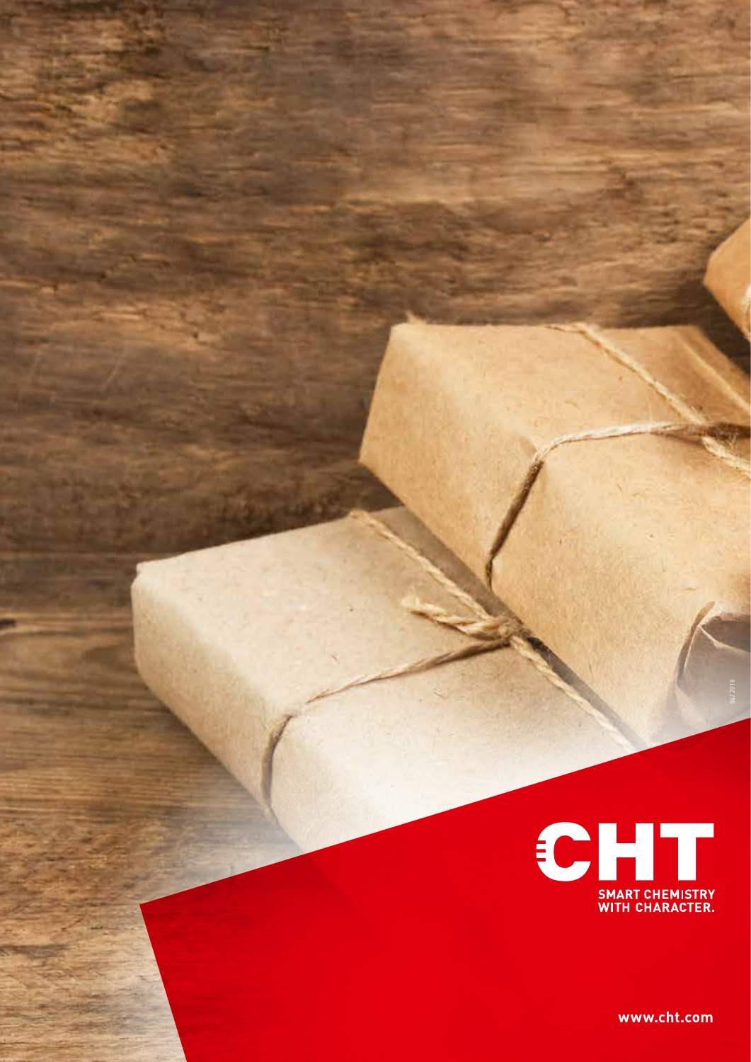04/2018

**CHT**

**SMART CHEMISTRY WITH CHARACTER.**

**www.cht.com**